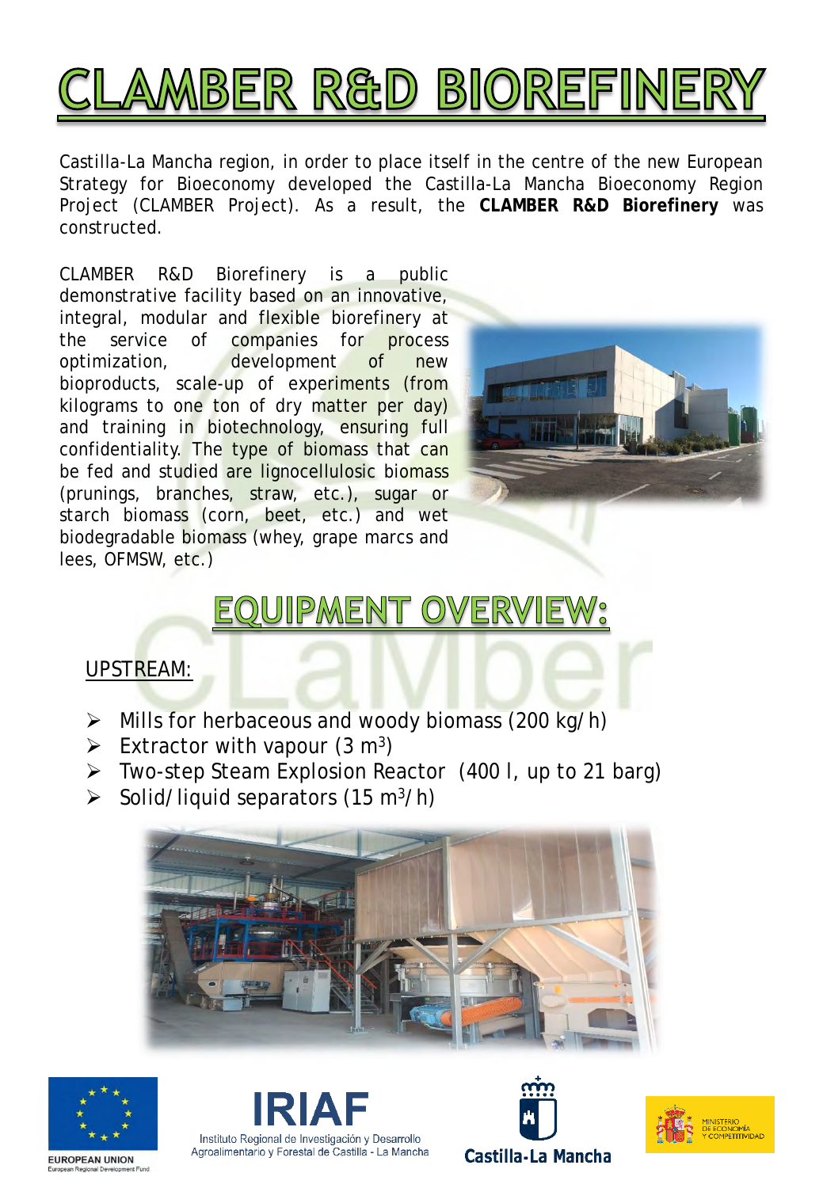# CLAMBER R&D BIOREFINERY

Castilla-La Mancha region, in order to place itself in the centre of the new European Strategy for Bioeconomy developed the Castilla-La Mancha Bioeconomy Region Project (CLAMBER Project). As a result, the **CLAMBER R&D Biorefinery** was constructed.

CLAMBER R&D Biorefinery is a public demonstrative facility based on an innovative, integral, modular and flexible biorefinery at the service of companies for process optimization, development of new bioproducts, scale-up of experiments (from kilograms to one ton of dry matter per day) and training in biotechnology, ensuring full confidentiality. The type of biomass that can be fed and studied are lignocellulosic biomass (prunings, branches, straw, etc.), sugar or starch biomass (corn, beet, etc.) and wet biodegradable biomass (whey, grape marcs and lees, OFMSW, etc.)

## EQUIPMENT OVERVIEW:

### UPSTREAM:

- Mills for herbaceous and woody biomass (200 kg/h)
- Extractor with vapour (3 $m^3$)
- Two-step Steam Explosion Reactor (400 l, up to 21 barg)
- Solid/liquid separators (15 $m^3$/h)

EUROPEAN UNION
European Regional Development Fund

IRIAF
Instituto Regional de Investigación y Desarrollo Agroalimentario y Forestal de Castilla - La Mancha

Castilla-La Mancha

MINISTERIO DE ECONOMÍA Y COMPETITIVIDAD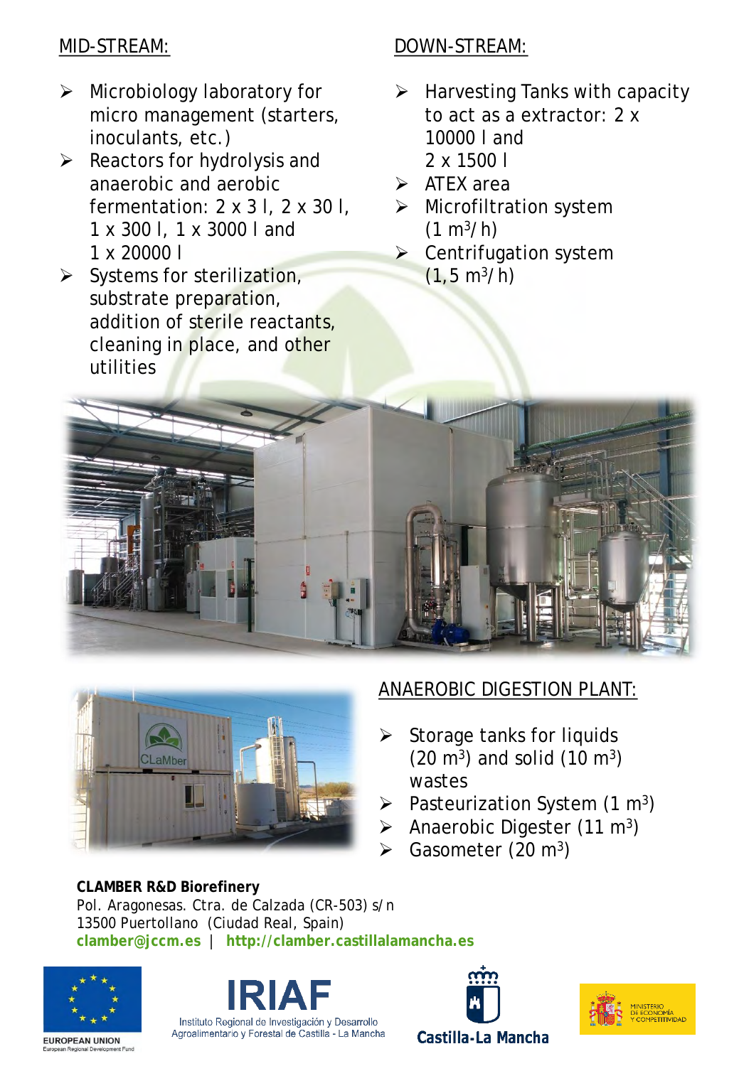## MID-STREAM:

- Microbiology laboratory for micro management (starters, inoculants, etc.)
- Reactors for hydrolysis and anaerobic and aerobic fermentation: 2 x 3 l, 2 x 30 l, 1 x 300 l, 1 x 3000 l and 1 x 20000 l
- Systems for sterilization, substrate preparation, addition of sterile reactants, cleaning in place, and other utilities

## DOWN-STREAM:

- Harvesting Tanks with capacity to act as a extractor: 2 x 10000 l and 2 x 1500 l
- ATEX area
- Microfiltration system (1 $m^3$/h)
- Centrifugation system (1,5 $m^3$/h)

## ANAEROBIC DIGESTION PLANT:

- Storage tanks for liquids (20 $m^3$) and solid (10 $m^3$) wastes
- Pasteurization System (1 $m^3$)
- Anaerobic Digester (11 $m^3$)
- Gasometer (20 $m^3$)

**CLAMBER R&D Biorefinery**
Pol. Aragonesas. Ctra. de Calzada (CR-503) s/n
13500 Puertollano (Ciudad Real, Spain)
**clamber@jccm.es** | **http://clamber.castillalamancha.es**

EUROPEAN UNION
European Regional Development Fund

IRIAF
Instituto Regional de Investigación y Desarrollo Agroalimentario y Forestal de Castilla - La Mancha

Castilla-La Mancha

MINISTERIO DE ECONOMÍA Y COMPETITIVIDAD